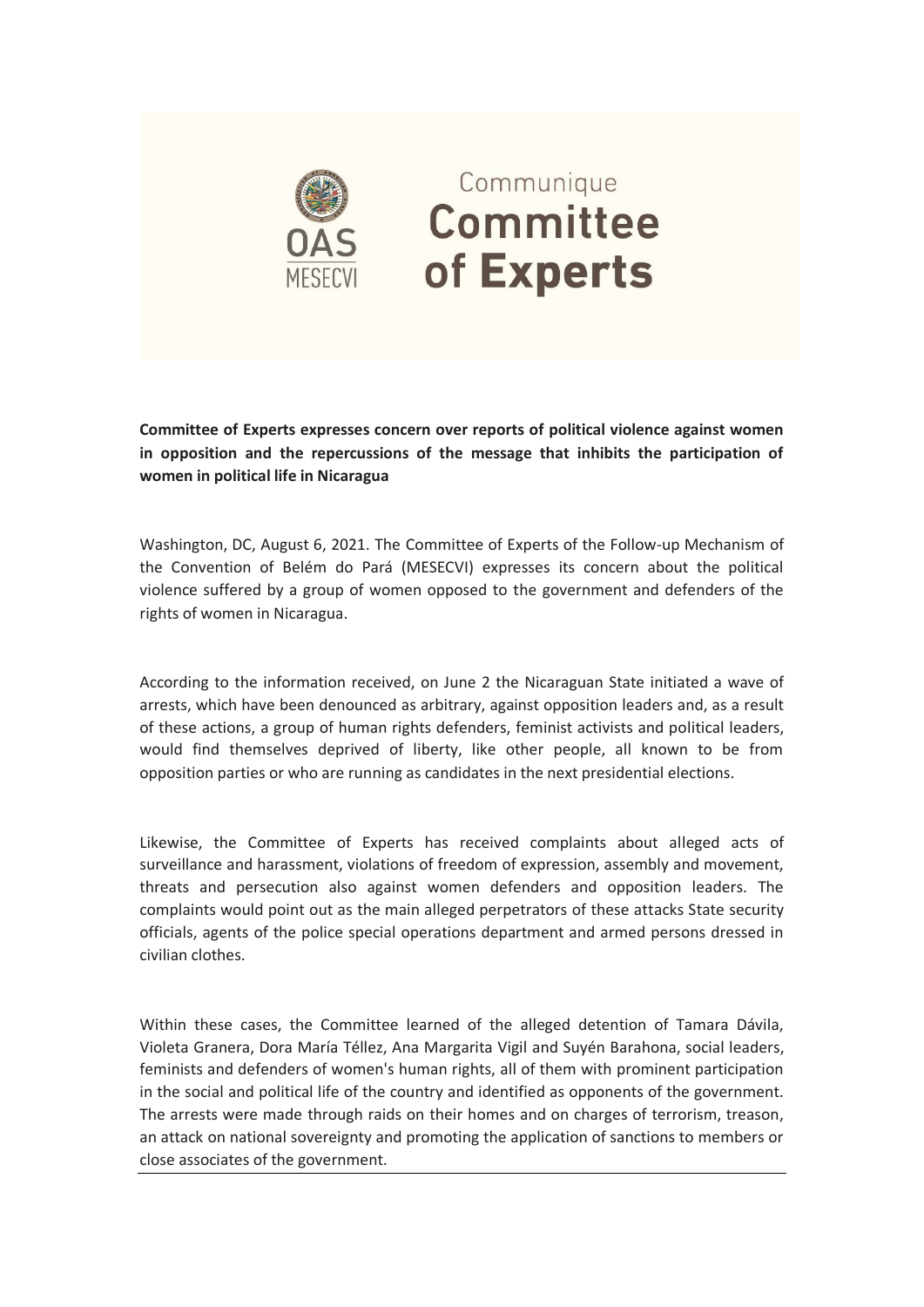Communique

# Committee of Experts

**Committee of Experts expresses concern over reports of political violence against women in opposition and the repercussions of the message that inhibits the participation of women in political life in Nicaragua**

Washington, DC, August 6, 2021. The Committee of Experts of the Follow-up Mechanism of the Convention of Belém do Pará (MESECVI) expresses its concern about the political violence suffered by a group of women opposed to the government and defenders of the rights of women in Nicaragua.

According to the information received, on June 2 the Nicaraguan State initiated a wave of arrests, which have been denounced as arbitrary, against opposition leaders and, as a result of these actions, a group of human rights defenders, feminist activists and political leaders, would find themselves deprived of liberty, like other people, all known to be from opposition parties or who are running as candidates in the next presidential elections.

Likewise, the Committee of Experts has received complaints about alleged acts of surveillance and harassment, violations of freedom of expression, assembly and movement, threats and persecution also against women defenders and opposition leaders. The complaints would point out as the main alleged perpetrators of these attacks State security officials, agents of the police special operations department and armed persons dressed in civilian clothes.

Within these cases, the Committee learned of the alleged detention of Tamara Dávila, Violeta Granera, Dora María Téllez, Ana Margarita Vigil and Suyén Barahona, social leaders, feminists and defenders of women's human rights, all of them with prominent participation in the social and political life of the country and identified as opponents of the government. The arrests were made through raids on their homes and on charges of terrorism, treason, an attack on national sovereignty and promoting the application of sanctions to members or close associates of the government.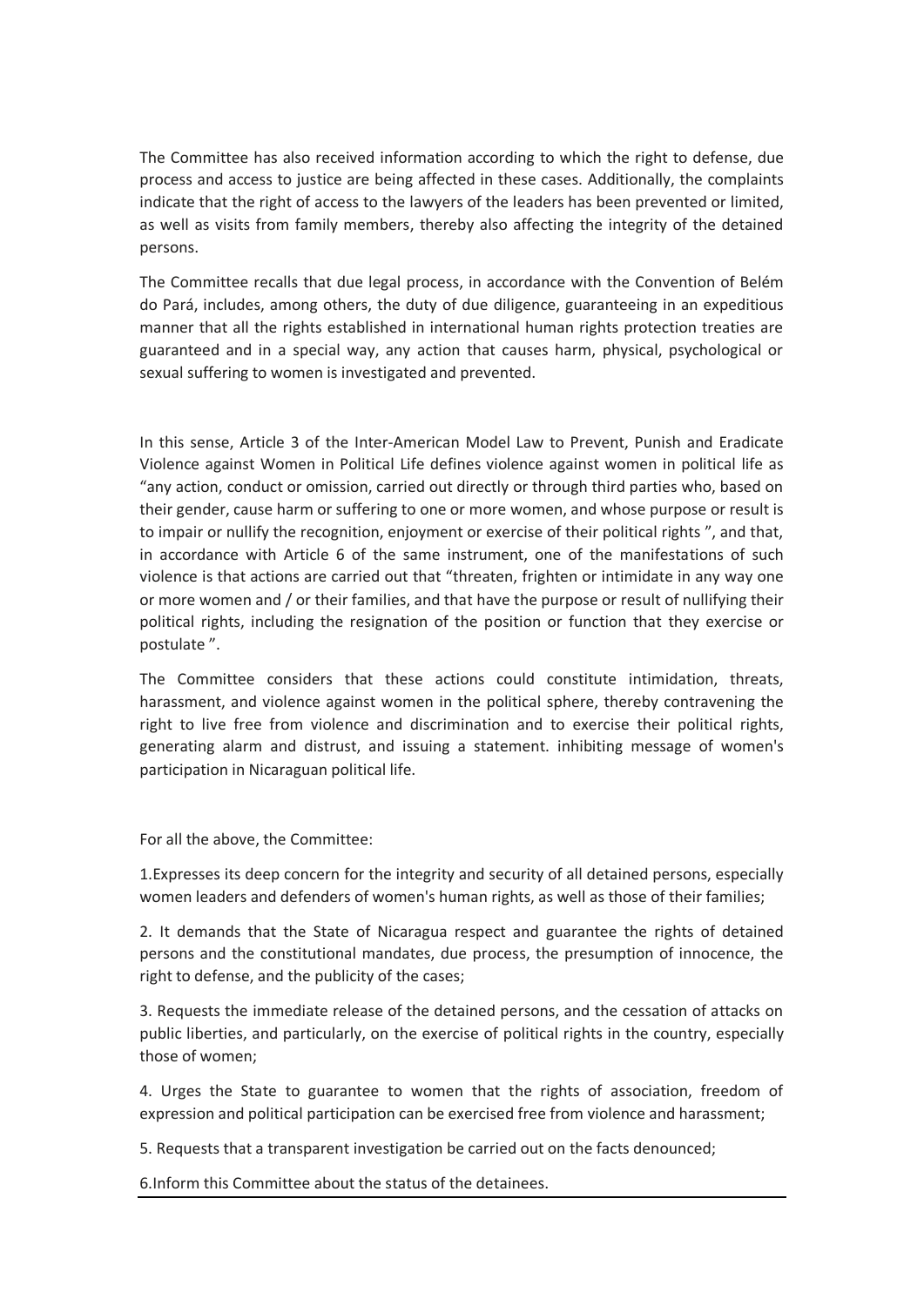The Committee has also received information according to which the right to defense, due process and access to justice are being affected in these cases. Additionally, the complaints indicate that the right of access to the lawyers of the leaders has been prevented or limited, as well as visits from family members, thereby also affecting the integrity of the detained persons.

The Committee recalls that due legal process, in accordance with the Convention of Belém do Pará, includes, among others, the duty of due diligence, guaranteeing in an expeditious manner that all the rights established in international human rights protection treaties are guaranteed and in a special way, any action that causes harm, physical, psychological or sexual suffering to women is investigated and prevented.

In this sense, Article 3 of the Inter-American Model Law to Prevent, Punish and Eradicate Violence against Women in Political Life defines violence against women in political life as "any action, conduct or omission, carried out directly or through third parties who, based on their gender, cause harm or suffering to one or more women, and whose purpose or result is to impair or nullify the recognition, enjoyment or exercise of their political rights ", and that, in accordance with Article 6 of the same instrument, one of the manifestations of such violence is that actions are carried out that "threaten, frighten or intimidate in any way one or more women and / or their families, and that have the purpose or result of nullifying their political rights, including the resignation of the position or function that they exercise or postulate ".

The Committee considers that these actions could constitute intimidation, threats, harassment, and violence against women in the political sphere, thereby contravening the right to live free from violence and discrimination and to exercise their political rights, generating alarm and distrust, and issuing a statement. inhibiting message of women's participation in Nicaraguan political life.

For all the above, the Committee:

1.Expresses its deep concern for the integrity and security of all detained persons, especially women leaders and defenders of women's human rights, as well as those of their families;

2. It demands that the State of Nicaragua respect and guarantee the rights of detained persons and the constitutional mandates, due process, the presumption of innocence, the right to defense, and the publicity of the cases;

3. Requests the immediate release of the detained persons, and the cessation of attacks on public liberties, and particularly, on the exercise of political rights in the country, especially those of women;

4. Urges the State to guarantee to women that the rights of association, freedom of expression and political participation can be exercised free from violence and harassment;

5. Requests that a transparent investigation be carried out on the facts denounced;

6.Inform this Committee about the status of the detainees.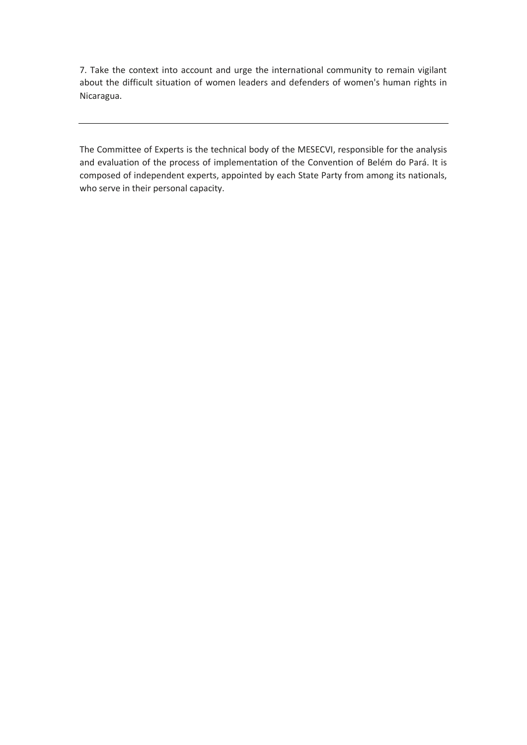7. Take the context into account and urge the international community to remain vigilant about the difficult situation of women leaders and defenders of women's human rights in Nicaragua.

---

The Committee of Experts is the technical body of the MESECVI, responsible for the analysis and evaluation of the process of implementation of the Convention of Belém do Pará. It is composed of independent experts, appointed by each State Party from among its nationals, who serve in their personal capacity.